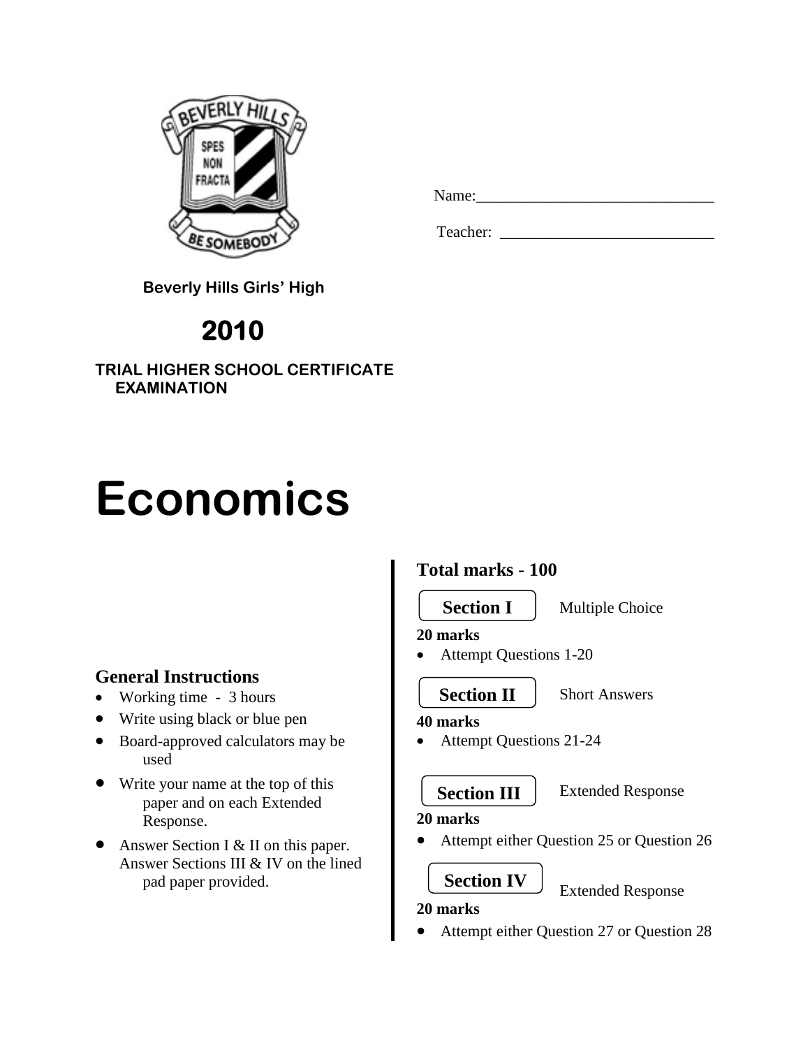Name:______________________________

Teacher: ___________________________

**Beverly Hills Girls' High**

**2010**

**TRIAL HIGHER SCHOOL CERTIFICATE EXAMINATION**

# Economics

### General Instructions

- Working time - 3 hours
- Write using black or blue pen
- Board-approved calculators may be used
- Write your name at the top of this paper and on each Extended Response.
- Answer Section I & II on this paper. Answer Sections III & IV on the lined pad paper provided.

### Total marks - 100

**Section I** Multiple Choice

**20 marks**

- Attempt Questions 1-20

**Section II** Short Answers

**40 marks**

- Attempt Questions 21-24

**Section III** Extended Response

**20 marks**

- Attempt either Question 25 or Question 26

**Section IV** Extended Response

**20 marks**

- Attempt either Question 27 or Question 28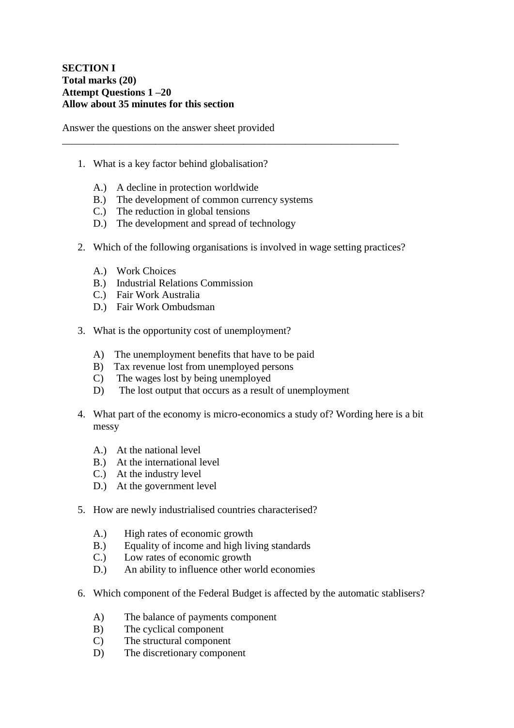**SECTION I**
**Total marks (20)**
**Attempt Questions 1 –20**
**Allow about 35 minutes for this section**

Answer the questions on the answer sheet provided

---

1. What is a key factor behind globalisation?

   A.) A decline in protection worldwide
   B.) The development of common currency systems
   C.) The reduction in global tensions
   D.) The development and spread of technology

2. Which of the following organisations is involved in wage setting practices?

   A.) Work Choices
   B.) Industrial Relations Commission
   C.) Fair Work Australia
   D.) Fair Work Ombudsman

3. What is the opportunity cost of unemployment?

   A) The unemployment benefits that have to be paid
   B) Tax revenue lost from unemployed persons
   C) The wages lost by being unemployed
   D) The lost output that occurs as a result of unemployment

4. What part of the economy is micro-economics a study of? Wording here is a bit messy

   A.) At the national level
   B.) At the international level
   C.) At the industry level
   D.) At the government level

5. How are newly industrialised countries characterised?

   A.) High rates of economic growth
   B.) Equality of income and high living standards
   C.) Low rates of economic growth
   D.) An ability to influence other world economies

6. Which component of the Federal Budget is affected by the automatic stablisers?

   A) The balance of payments component
   B) The cyclical component
   C) The structural component
   D) The discretionary component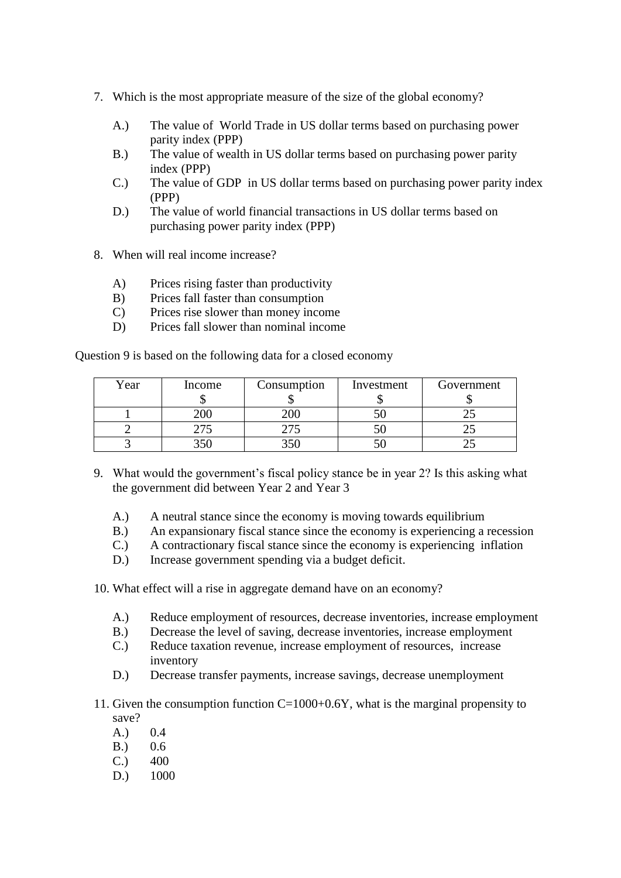7. Which is the most appropriate measure of the size of the global economy?

   A.) The value of  World Trade in US dollar terms based on purchasing power parity index (PPP)
   B.) The value of wealth in US dollar terms based on purchasing power parity index (PPP)
   C.) The value of GDP  in US dollar terms based on purchasing power parity index (PPP)
   D.) The value of world financial transactions in US dollar terms based on purchasing power parity index (PPP)

8. When will real income increase?

   A) Prices rising faster than productivity
   B) Prices fall faster than consumption
   C) Prices rise slower than money income
   D) Prices fall slower than nominal income

Question 9 is based on the following data for a closed economy

| Year | Income $ | Consumption $ | Investment $ | Government $ |
|---|---|---|---|---|
| 1 | 200 | 200 | 50 | 25 |
| 2 | 275 | 275 | 50 | 25 |
| 3 | 350 | 350 | 50 | 25 |

9. What would the government's fiscal policy stance be in year 2? Is this asking what the government did between Year 2 and Year 3

   A.) A neutral stance since the economy is moving towards equilibrium
   B.) An expansionary fiscal stance since the economy is experiencing a recession
   C.) A contractionary fiscal stance since the economy is experiencing  inflation
   D.) Increase government spending via a budget deficit.

10. What effect will a rise in aggregate demand have on an economy?

    A.) Reduce employment of resources, decrease inventories, increase employment
    B.) Decrease the level of saving, decrease inventories, increase employment
    C.) Reduce taxation revenue, increase employment of resources,  increase inventory
    D.) Decrease transfer payments, increase savings, decrease unemployment

11. Given the consumption function $C=1000+0.6Y$, what is the marginal propensity to save?
    A.) 0.4
    B.) 0.6
    C.) 400
    D.) 1000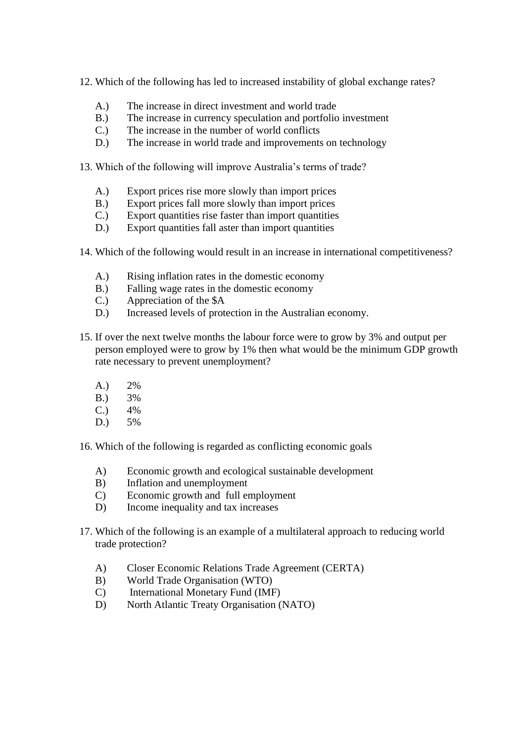12. Which of the following has led to increased instability of global exchange rates?

    A.) The increase in direct investment and world trade
    B.) The increase in currency speculation and portfolio investment
    C.) The increase in the number of world conflicts
    D.) The increase in world trade and improvements on technology

13. Which of the following will improve Australia's terms of trade?

    A.) Export prices rise more slowly than import prices
    B.) Export prices fall more slowly than import prices
    C.) Export quantities rise faster than import quantities
    D.) Export quantities fall aster than import quantities

14. Which of the following would result in an increase in international competitiveness?

    A.) Rising inflation rates in the domestic economy
    B.) Falling wage rates in the domestic economy
    C.) Appreciation of the $A
    D.) Increased levels of protection in the Australian economy.

15. If over the next twelve months the labour force were to grow by 3% and output per person employed were to grow by 1% then what would be the minimum GDP growth rate necessary to prevent unemployment?

    A.) 2%
    B.) 3%
    C.) 4%
    D.) 5%

16. Which of the following is regarded as conflicting economic goals

    A) Economic growth and ecological sustainable development
    B) Inflation and unemployment
    C) Economic growth and full employment
    D) Income inequality and tax increases

17. Which of the following is an example of a multilateral approach to reducing world trade protection?

    A) Closer Economic Relations Trade Agreement (CERTA)
    B) World Trade Organisation (WTO)
    C) International Monetary Fund (IMF)
    D) North Atlantic Treaty Organisation (NATO)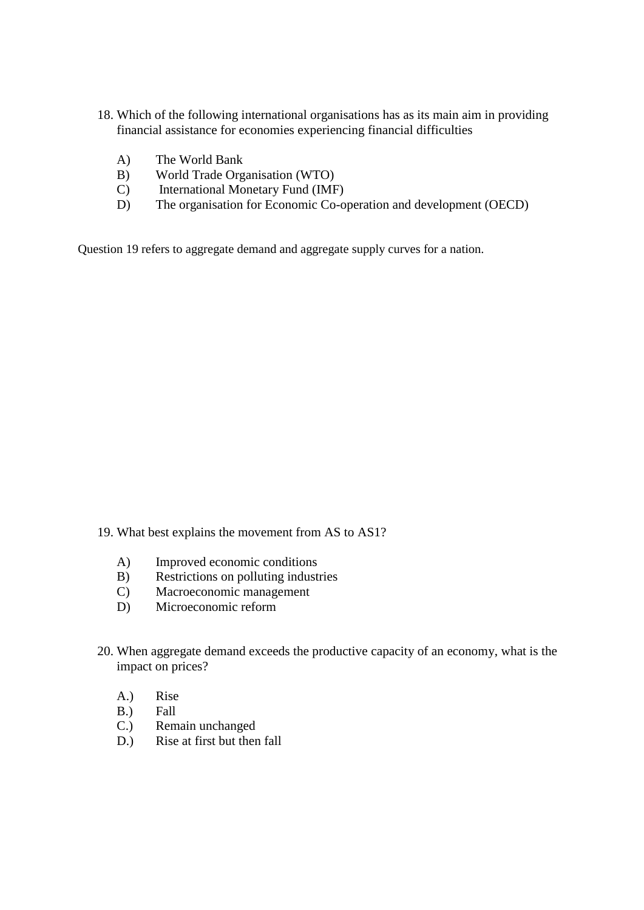18. Which of the following international organisations has as its main aim in providing financial assistance for economies experiencing financial difficulties

    A) The World Bank
    B) World Trade Organisation (WTO)
    C) International Monetary Fund (IMF)
    D) The organisation for Economic Co-operation and development (OECD)

Question 19 refers to aggregate demand and aggregate supply curves for a nation.

19. What best explains the movement from AS to AS1?

    A) Improved economic conditions
    B) Restrictions on polluting industries
    C) Macroeconomic management
    D) Microeconomic reform

20. When aggregate demand exceeds the productive capacity of an economy, what is the impact on prices?

    A.) Rise
    B.) Fall
    C.) Remain unchanged
    D.) Rise at first but then fall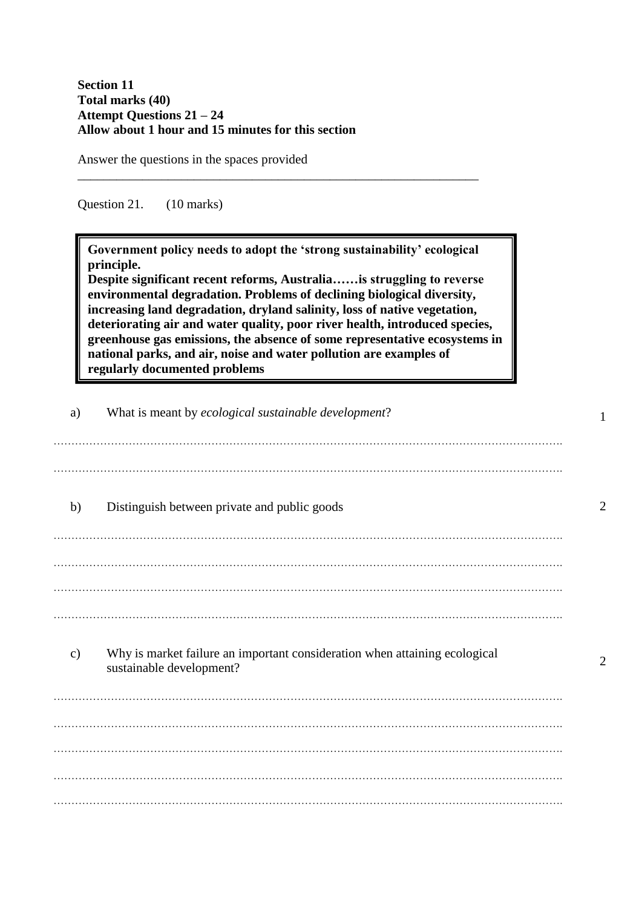**Section 11**
**Total marks (40)**
**Attempt Questions 21 – 24**
**Allow about 1 hour and 15 minutes for this section**

Answer the questions in the spaces provided

---

Question 21. (10 marks)

> **Government policy needs to adopt the 'strong sustainability' ecological principle.**
> **Despite significant recent reforms, Australia……is struggling to reverse environmental degradation. Problems of declining biological diversity, increasing land degradation, dryland salinity, loss of native vegetation, deteriorating air and water quality, poor river health, introduced species, greenhouse gas emissions, the absence of some representative ecosystems in national parks, and air, noise and water pollution are examples of regularly documented problems**

a) What is meant by *ecological sustainable development*? **1**

…………………………………………………………………………………………………………………………

…………………………………………………………………………………………………………………………

b) Distinguish between private and public goods **2**

…………………………………………………………………………………………………………………………

…………………………………………………………………………………………………………………………

…………………………………………………………………………………………………………………………

…………………………………………………………………………………………………………………………

c) Why is market failure an important consideration when attaining ecological sustainable development? **2**

…………………………………………………………………………………………………………………………

…………………………………………………………………………………………………………………………

…………………………………………………………………………………………………………………………

…………………………………………………………………………………………………………………………

…………………………………………………………………………………………………………………………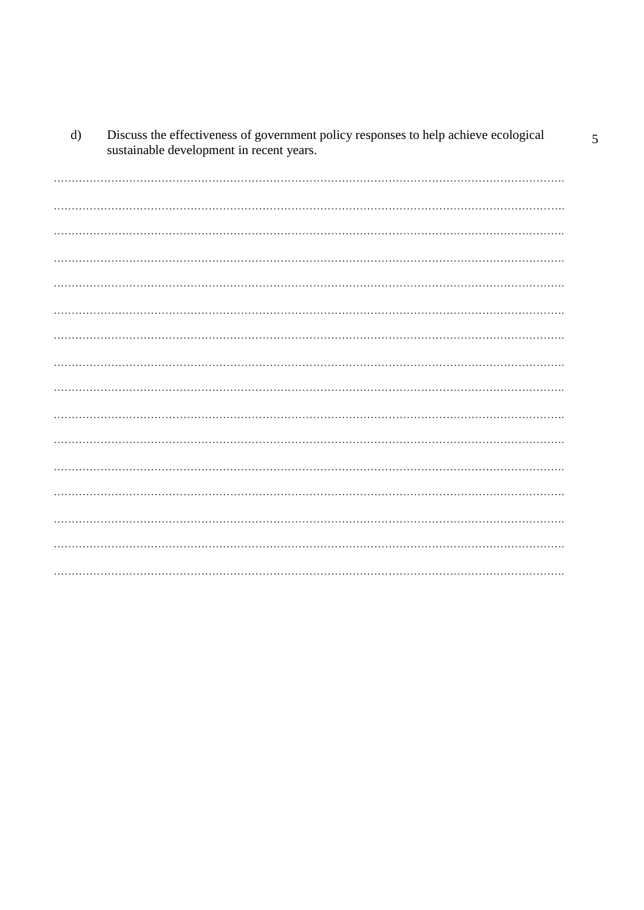d) Discuss the effectiveness of government policy responses to help achieve ecological sustainable development in recent years. 5

…………………………………………………………………………………………………………………

…………………………………………………………………………………………………………………

…………………………………………………………………………………………………………………

…………………………………………………………………………………………………………………

…………………………………………………………………………………………………………………

…………………………………………………………………………………………………………………

…………………………………………………………………………………………………………………

…………………………………………………………………………………………………………………

…………………………………………………………………………………………………………………

…………………………………………………………………………………………………………………

…………………………………………………………………………………………………………………

…………………………………………………………………………………………………………………

…………………………………………………………………………………………………………………

…………………………………………………………………………………………………………………

…………………………………………………………………………………………………………………

…………………………………………………………………………………………………………………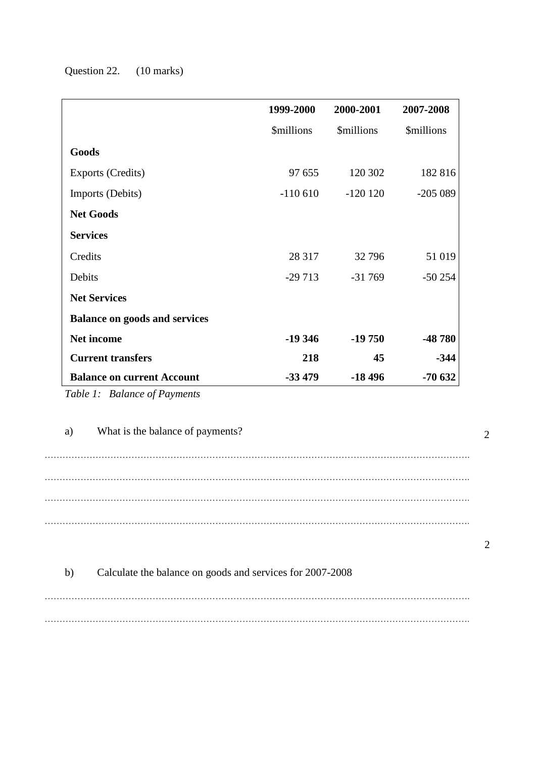Question 22. (10 marks)

| | 1999-2000 | 2000-2001 | 2007-2008 |
|---|---|---|---|
| | $millions | $millions | $millions |
| **Goods** | | | |
| Exports (Credits) | 97 655 | 120 302 | 182 816 |
| Imports (Debits) | -110 610 | -120 120 | -205 089 |
| **Net Goods** | | | |
| **Services** | | | |
| Credits | 28 317 | 32 796 | 51 019 |
| Debits | -29 713 | -31 769 | -50 254 |
| **Net Services** | | | |
| **Balance on goods and services** | | | |
| **Net income** | **-19 346** | **-19 750** | **-48 780** |
| **Current transfers** | **218** | **45** | **-344** |
| **Balance on current Account** | **-33 479** | **-18 496** | **-70 632** |

*Table 1: Balance of Payments*

a) What is the balance of payments? 2

..............................................................................................................................................

..............................................................................................................................................

..............................................................................................................................................

..............................................................................................................................................

2

b) Calculate the balance on goods and services for 2007-2008

..............................................................................................................................................

..............................................................................................................................................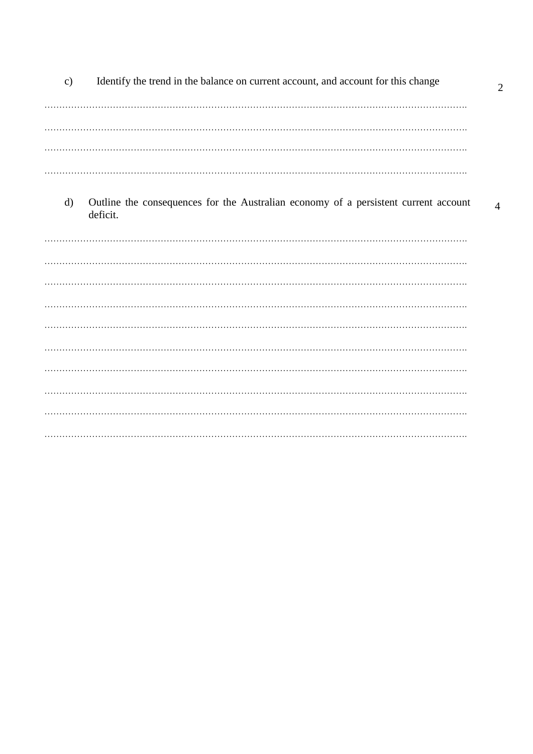c) Identify the trend in the balance on current account, and account for this change **2**

…………………………………………………………………………………………………………………………

…………………………………………………………………………………………………………………………

…………………………………………………………………………………………………………………………

…………………………………………………………………………………………………………………………

d) Outline the consequences for the Australian economy of a persistent current account deficit. **4**

…………………………………………………………………………………………………………………………

…………………………………………………………………………………………………………………………

…………………………………………………………………………………………………………………………

…………………………………………………………………………………………………………………………

…………………………………………………………………………………………………………………………

…………………………………………………………………………………………………………………………

…………………………………………………………………………………………………………………………

…………………………………………………………………………………………………………………………

…………………………………………………………………………………………………………………………

…………………………………………………………………………………………………………………………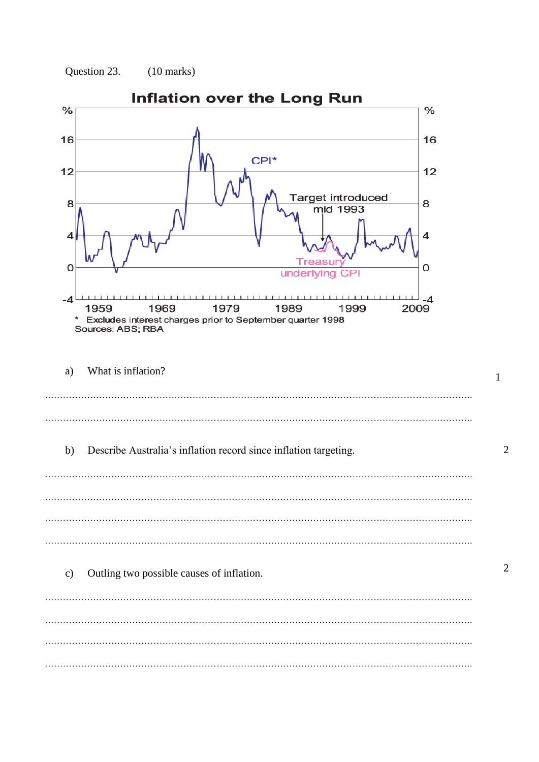Question 23. (10 marks)

**Inflation over the Long Run**

% 16 12 8 4 0 -4

CPI*

Target introduced mid 1993

Treasury underlying CPI

1959 1969 1979 1989 1999 2009

\* Excludes interest charges prior to September quarter 1998
Sources: ABS; RBA

a) What is inflation? 1

.....................................................................................................................................

.....................................................................................................................................

b) Describe Australia's inflation record since inflation targeting. 2

.....................................................................................................................................

.....................................................................................................................................

.....................................................................................................................................

.....................................................................................................................................

c) Outling two possible causes of inflation. 2

.....................................................................................................................................

.....................................................................................................................................

.....................................................................................................................................

.....................................................................................................................................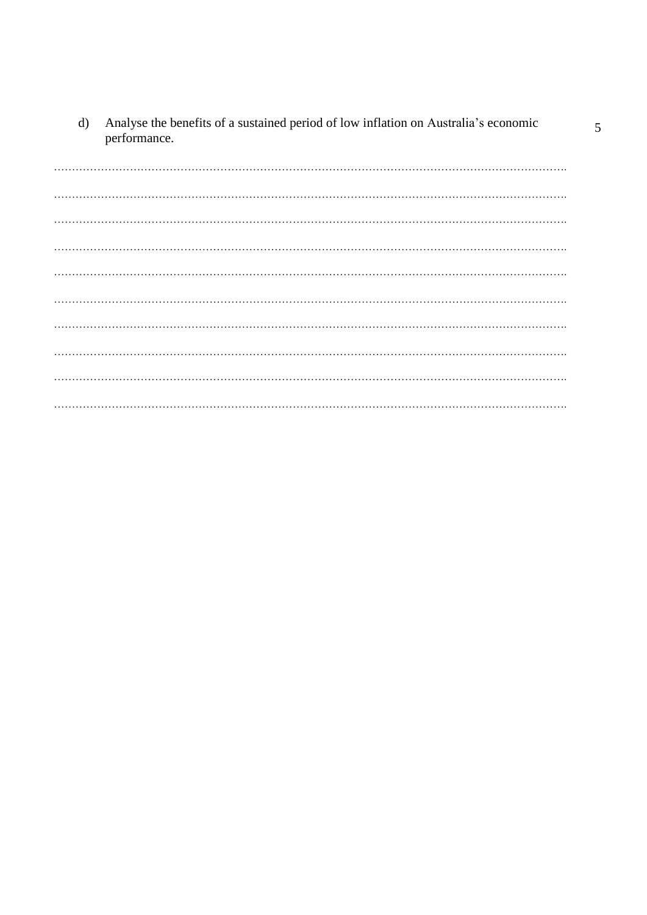d) Analyse the benefits of a sustained period of low inflation on Australia's economic performance. 5

……………………………………………………………………………………………………………

……………………………………………………………………………………………………………

……………………………………………………………………………………………………………

……………………………………………………………………………………………………………

……………………………………………………………………………………………………………

……………………………………………………………………………………………………………

……………………………………………………………………………………………………………

……………………………………………………………………………………………………………

……………………………………………………………………………………………………………

……………………………………………………………………………………………………………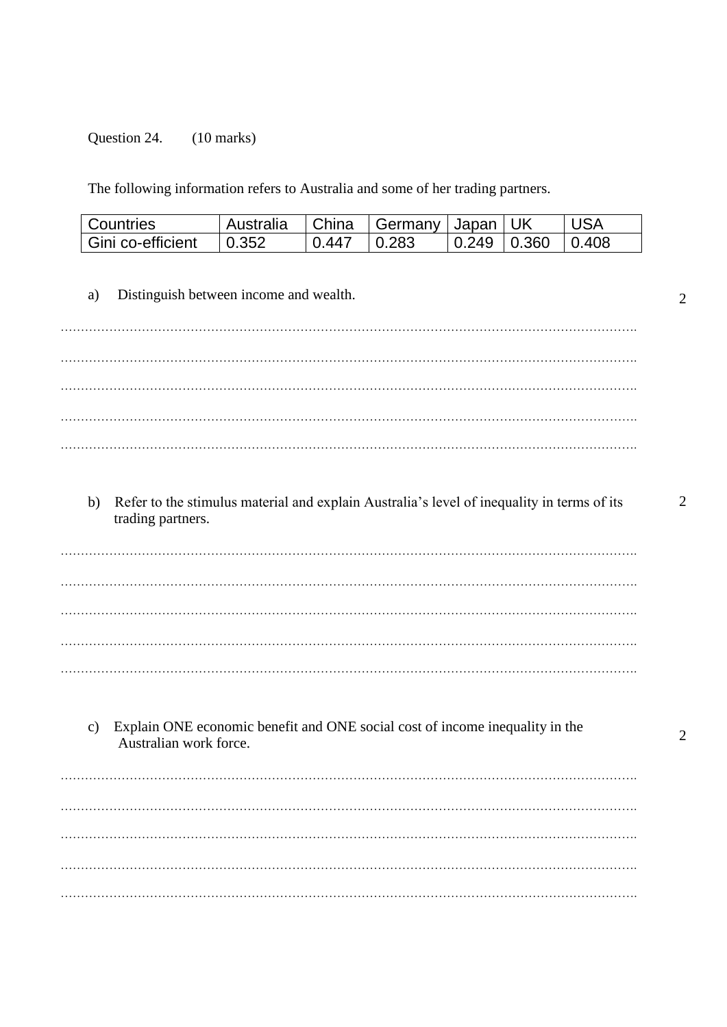Question 24. (10 marks)

The following information refers to Australia and some of her trading partners.

| Countries | Australia | China | Germany | Japan | UK | USA |
|---|---|---|---|---|---|---|
| Gini co-efficient | 0.352 | 0.447 | 0.283 | 0.249 | 0.360 | 0.408 |

a) Distinguish between income and wealth. 2

…………………………………………………………………………………………………………………

…………………………………………………………………………………………………………………

…………………………………………………………………………………………………………………

…………………………………………………………………………………………………………………

…………………………………………………………………………………………………………………

b) Refer to the stimulus material and explain Australia's level of inequality in terms of its trading partners. 2

…………………………………………………………………………………………………………………

…………………………………………………………………………………………………………………

…………………………………………………………………………………………………………………

…………………………………………………………………………………………………………………

…………………………………………………………………………………………………………………

c) Explain ONE economic benefit and ONE social cost of income inequality in the Australian work force. 2

…………………………………………………………………………………………………………………

…………………………………………………………………………………………………………………

…………………………………………………………………………………………………………………

…………………………………………………………………………………………………………………

…………………………………………………………………………………………………………………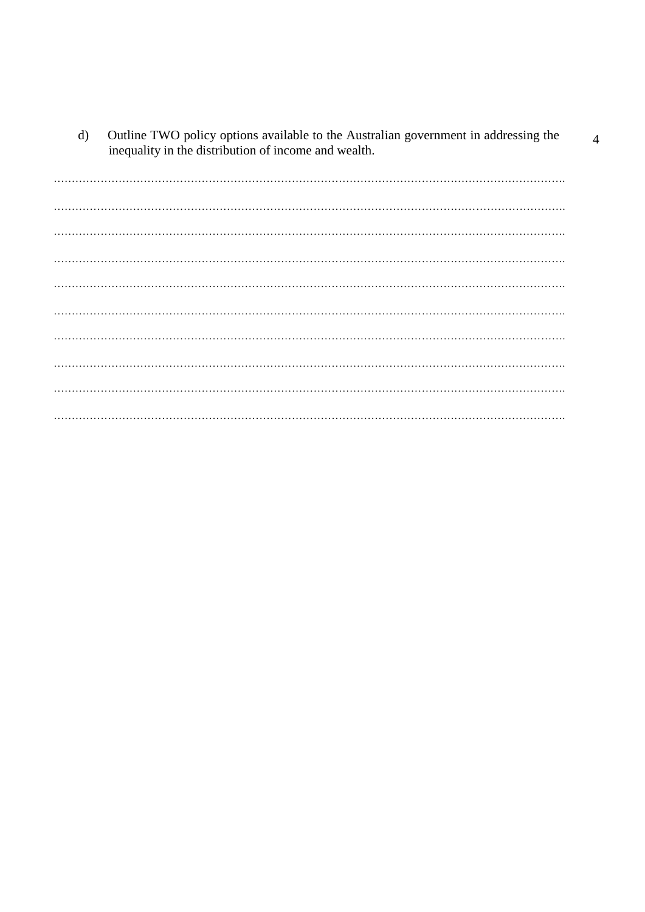d) Outline TWO policy options available to the Australian government in addressing the inequality in the distribution of income and wealth. 4

……………………………………………………………………………………………………………………

……………………………………………………………………………………………………………………

……………………………………………………………………………………………………………………

……………………………………………………………………………………………………………………

……………………………………………………………………………………………………………………

……………………………………………………………………………………………………………………

……………………………………………………………………………………………………………………

……………………………………………………………………………………………………………………

……………………………………………………………………………………………………………………

……………………………………………………………………………………………………………………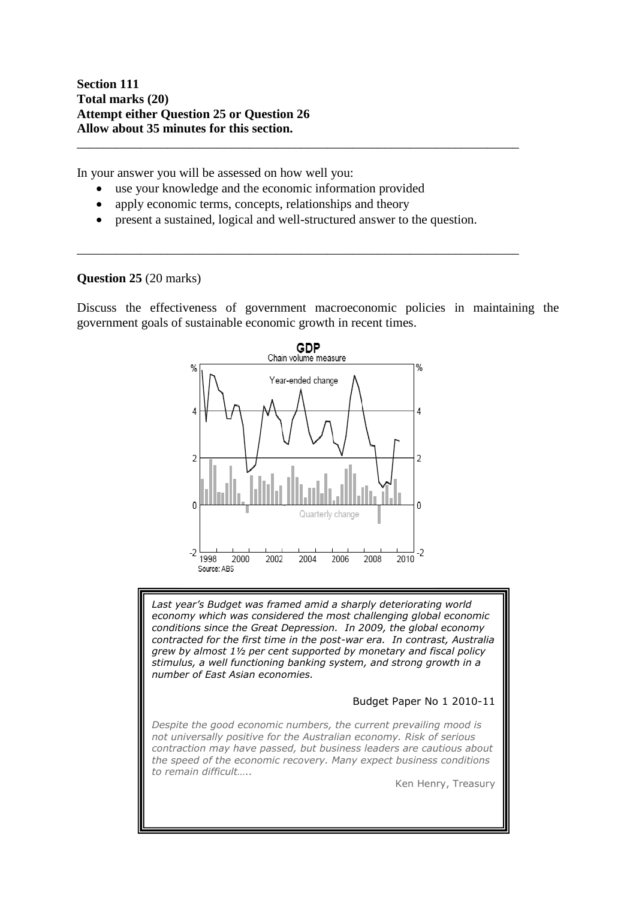**Section 111**
**Total marks (20)**
**Attempt either Question 25 or Question 26**
**Allow about 35 minutes for this section.**

---

In your answer you will be assessed on how well you:

- use your knowledge and the economic information provided
- apply economic terms, concepts, relationships and theory
- present a sustained, logical and well-structured answer to the question.

---

**Question 25** (20 marks)

Discuss the effectiveness of government macroeconomic policies in maintaining the government goals of sustainable economic growth in recent times.

**GDP**
Chain volume measure

Year-ended change

Quarterly change

Source: ABS

> *Last year's Budget was framed amid a sharply deteriorating world economy which was considered the most challenging global economic conditions since the Great Depression. In 2009, the global economy contracted for the first time in the post-war era. In contrast, Australia grew by almost 1½ per cent supported by monetary and fiscal policy stimulus, a well functioning banking system, and strong growth in a number of East Asian economies.*
>
> Budget Paper No 1 2010-11
>
> *Despite the good economic numbers, the current prevailing mood is not universally positive for the Australian economy. Risk of serious contraction may have passed, but business leaders are cautious about the speed of the economic recovery. Many expect business conditions to remain difficult…..*
>
> Ken Henry, Treasury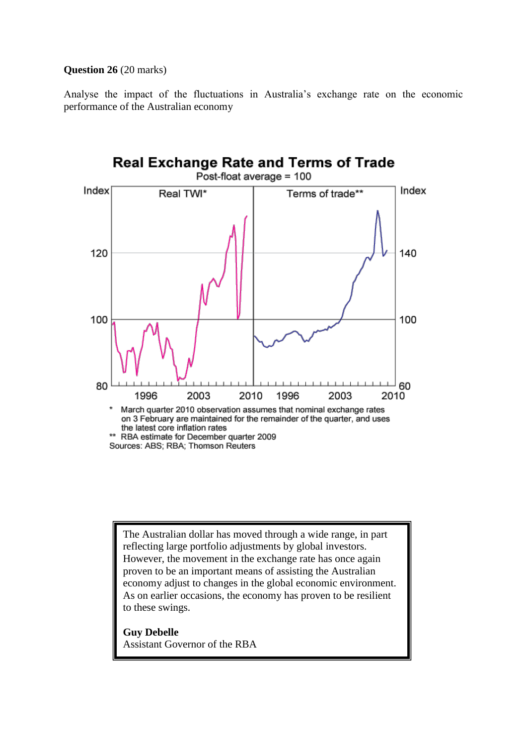**Question 26** (20 marks)

Analyse the impact of the fluctuations in Australia's exchange rate on the economic performance of the Australian economy

**Real Exchange Rate and Terms of Trade**

Post-float average = 100

\* March quarter 2010 observation assumes that nominal exchange rates on 3 February are maintained for the remainder of the quarter, and uses the latest core inflation rates

\*\* RBA estimate for December quarter 2009

Sources: ABS; RBA; Thomson Reuters

> The Australian dollar has moved through a wide range, in part reflecting large portfolio adjustments by global investors. However, the movement in the exchange rate has once again proven to be an important means of assisting the Australian economy adjust to changes in the global economic environment. As on earlier occasions, the economy has proven to be resilient to these swings.
>
> **Guy Debelle**
> Assistant Governor of the RBA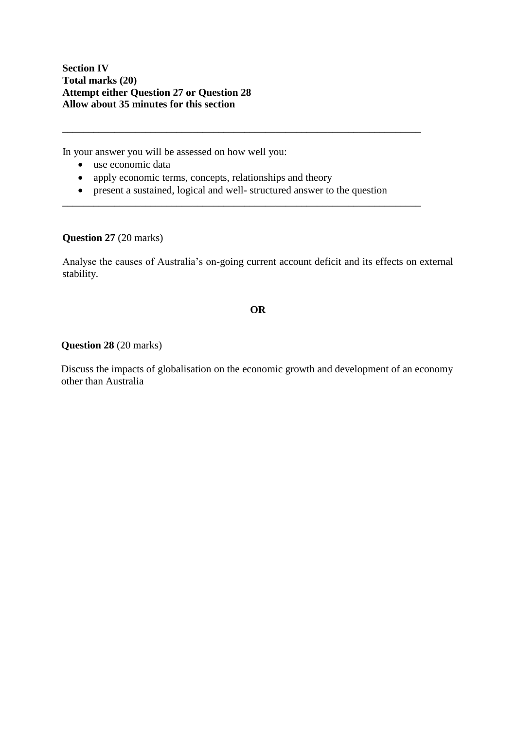**Section IV**
**Total marks (20)**
**Attempt either Question 27 or Question 28**
**Allow about 35 minutes for this section**

---

In your answer you will be assessed on how well you:

- use economic data
- apply economic terms, concepts, relationships and theory
- present a sustained, logical and well- structured answer to the question

---

**Question 27** (20 marks)

Analyse the causes of Australia's on-going current account deficit and its effects on external stability.

**OR**

**Question 28** (20 marks)

Discuss the impacts of globalisation on the economic growth and development of an economy other than Australia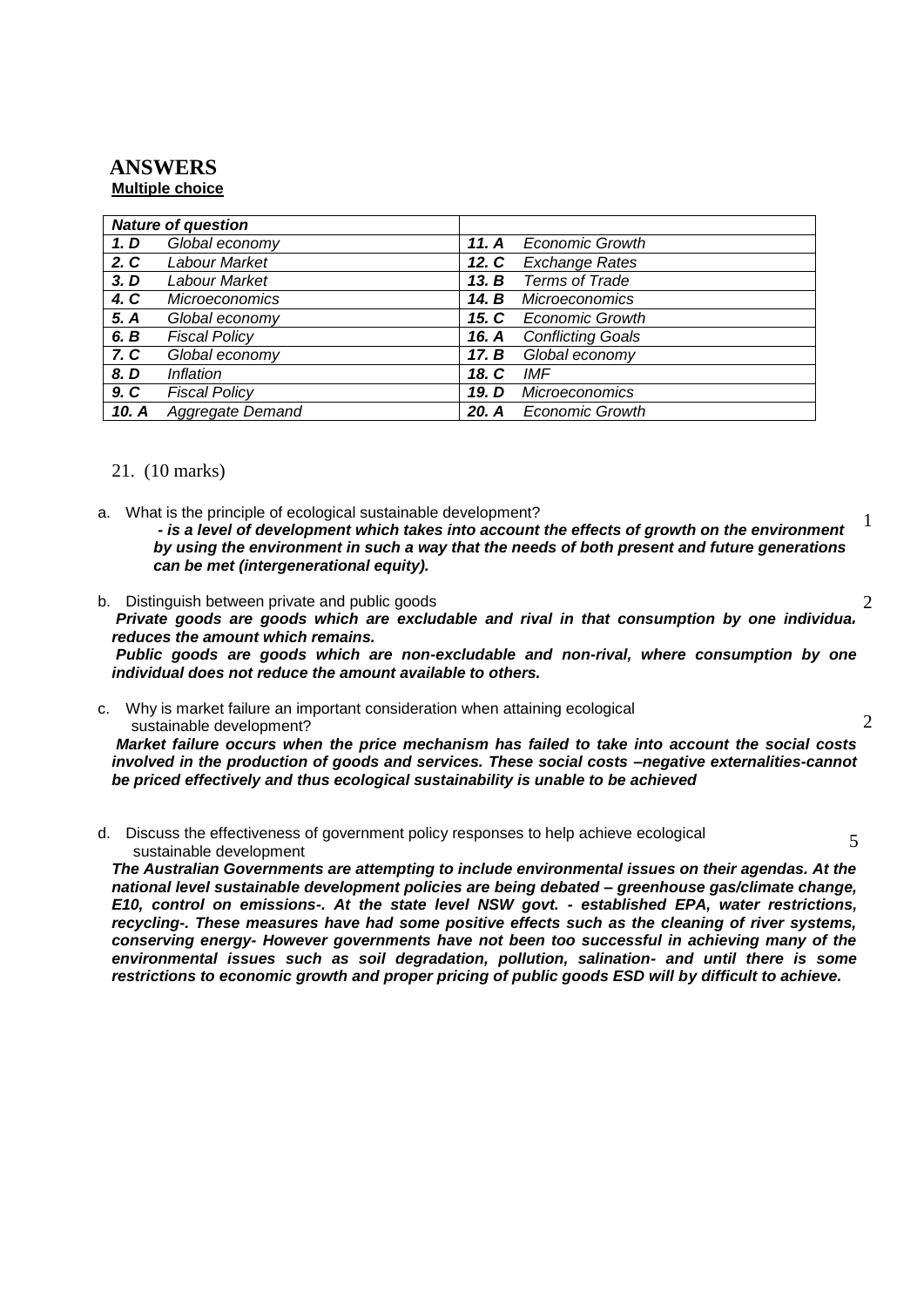# ANSWERS

**Multiple choice**

| *Nature of question* | | | |
|---|---|---|---|
| ***1. D*** | *Global economy* | ***11. A*** | *Economic Growth* |
| ***2. C*** | *Labour Market* | ***12. C*** | *Exchange Rates* |
| ***3. D*** | *Labour Market* | ***13. B*** | *Terms of Trade* |
| ***4. C*** | *Microeconomics* | ***14. B*** | *Microeconomics* |
| ***5. A*** | *Global economy* | ***15. C*** | *Economic Growth* |
| ***6. B*** | *Fiscal Policy* | ***16. A*** | *Conflicting Goals* |
| ***7. C*** | *Global economy* | ***17. B*** | *Global economy* |
| ***8. D*** | *Inflation* | ***18. C*** | *IMF* |
| ***9. C*** | *Fiscal Policy* | ***19. D*** | *Microeconomics* |
| ***10. A*** | *Aggregate Demand* | ***20. A*** | *Economic Growth* |

21. (10 marks)

a. What is the principle of ecological sustainable development? **1**

***- is a level of development which takes into account the effects of growth on the environment by using the environment in such a way that the needs of both present and future generations can be met (intergenerational equity).***

b. Distinguish between private and public goods **2**

***Private goods are goods which are excludable and rival in that consumption by one individual reduces the amount which remains.***

***Public goods are goods which are non-excludable and non-rival, where consumption by one individual does not reduce the amount available to others.***

c. Why is market failure an important consideration when attaining ecological sustainable development? **2**

***Market failure occurs when the price mechanism has failed to take into account the social costs involved in the production of goods and services. These social costs –negative externalities-cannot be priced effectively and thus ecological sustainability is unable to be achieved***

d. Discuss the effectiveness of government policy responses to help achieve ecological sustainable development **5**

***The Australian Governments are attempting to include environmental issues on their agendas. At the national level sustainable development policies are being debated – greenhouse gas/climate change, E10, control on emissions-. At the state level NSW govt. - established EPA, water restrictions, recycling-. These measures have had some positive effects such as the cleaning of river systems, conserving energy- However governments have not been too successful in achieving many of the environmental issues such as soil degradation, pollution, salination- and until there is some restrictions to economic growth and proper pricing of public goods ESD will by difficult to achieve.***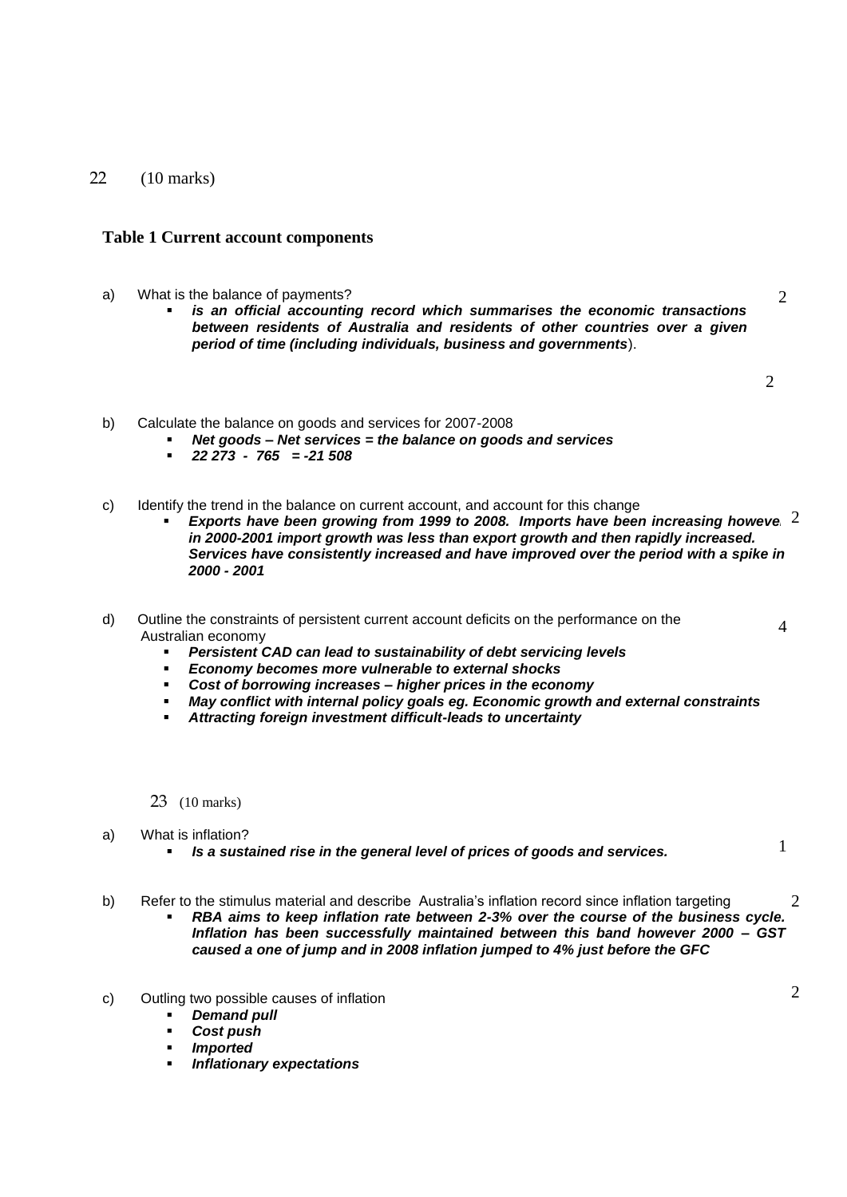22 (10 marks)

**Table 1 Current account components**

a) What is the balance of payments? 2

- ***is an official accounting record which summarises the economic transactions between residents of Australia and residents of other countries over a given period of time (including individuals, business and governments*****)**.

2

b) Calculate the balance on goods and services for 2007-2008

- ***Net goods – Net services = the balance on goods and services***
- ***22 273 - 765 = -21 508***

c) Identify the trend in the balance on current account, and account for this change 2

- ***Exports have been growing from 1999 to 2008. Imports have been increasing however in 2000-2001 import growth was less than export growth and then rapidly increased. Services have consistently increased and have improved over the period with a spike in 2000 - 2001***

d) Outline the constraints of persistent current account deficits on the performance on the Australian economy 4

- ***Persistent CAD can lead to sustainability of debt servicing levels***
- ***Economy becomes more vulnerable to external shocks***
- ***Cost of borrowing increases – higher prices in the economy***
- ***May conflict with internal policy goals eg. Economic growth and external constraints***
- ***Attracting foreign investment difficult-leads to uncertainty***

23 (10 marks)

a) What is inflation? 1

- ***Is a sustained rise in the general level of prices of goods and services.***

b) Refer to the stimulus material and describe Australia's inflation record since inflation targeting 2

- ***RBA aims to keep inflation rate between 2-3% over the course of the business cycle. Inflation has been successfully maintained between this band however 2000 – GST caused a one of jump and in 2008 inflation jumped to 4% just before the GFC***

c) Outling two possible causes of inflation 2

- ***Demand pull***
- ***Cost push***
- ***Imported***
- ***Inflationary expectations***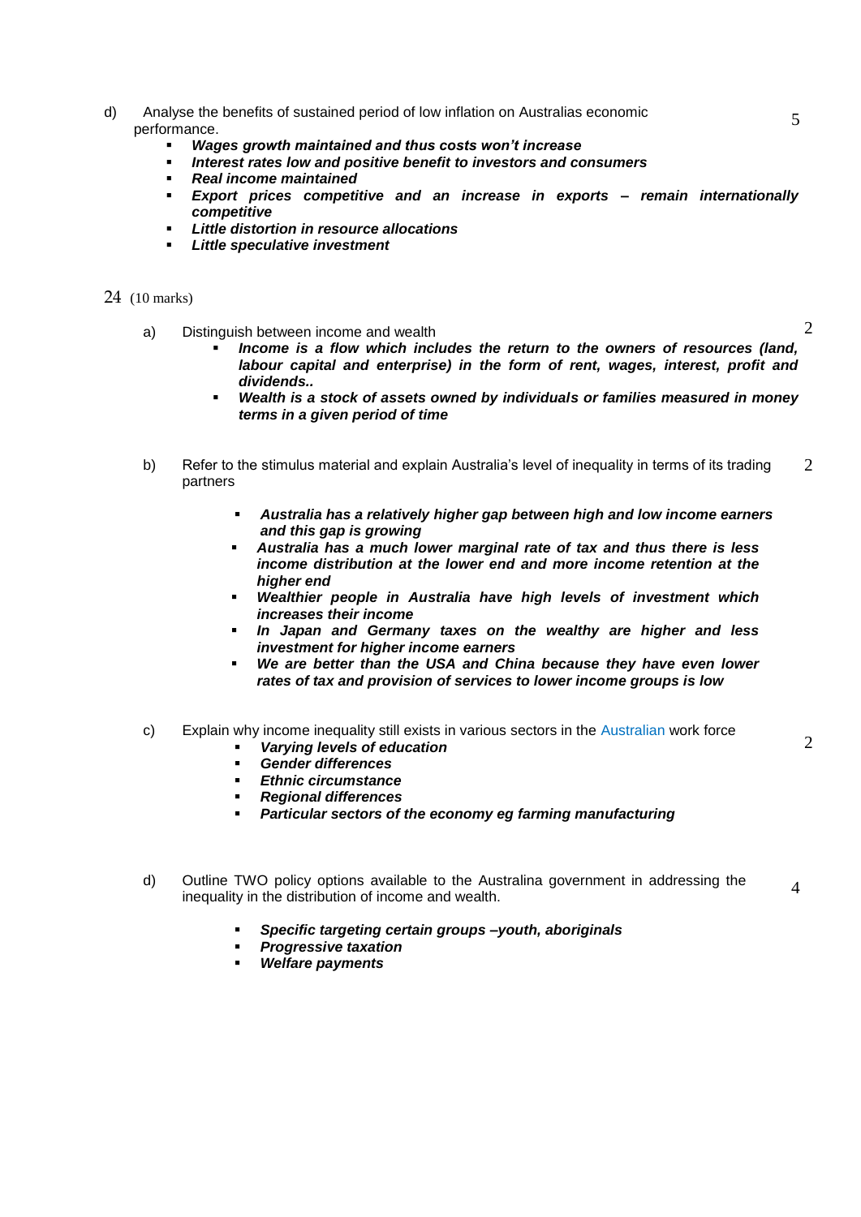d) Analyse the benefits of sustained period of low inflation on Australias economic performance. 5

- ***Wages growth maintained and thus costs won't increase***
- ***Interest rates low and positive benefit to investors and consumers***
- ***Real income maintained***
- ***Export prices competitive and an increase in exports – remain internationally competitive***
- ***Little distortion in resource allocations***
- ***Little speculative investment***

24 (10 marks)

a) Distinguish between income and wealth 2

- ***Income is a flow which includes the return to the owners of resources (land, labour capital and enterprise) in the form of rent, wages, interest, profit and dividends..***
- ***Wealth is a stock of assets owned by individuals or families measured in money terms in a given period of time***

b) Refer to the stimulus material and explain Australia's level of inequality in terms of its trading partners 2

- ***Australia has a relatively higher gap between high and low income earners and this gap is growing***
- ***Australia has a much lower marginal rate of tax and thus there is less income distribution at the lower end and more income retention at the higher end***
- ***Wealthier people in Australia have high levels of investment which increases their income***
- ***In Japan and Germany taxes on the wealthy are higher and less investment for higher income earners***
- ***We are better than the USA and China because they have even lower rates of tax and provision of services to lower income groups is low***

c) Explain why income inequality still exists in various sectors in the Australian work force 2

- ***Varying levels of education***
- ***Gender differences***
- ***Ethnic circumstance***
- ***Regional differences***
- ***Particular sectors of the economy eg farming manufacturing***

d) Outline TWO policy options available to the Australina government in addressing the inequality in the distribution of income and wealth. 4

- ***Specific targeting certain groups –youth, aboriginals***
- ***Progressive taxation***
- ***Welfare payments***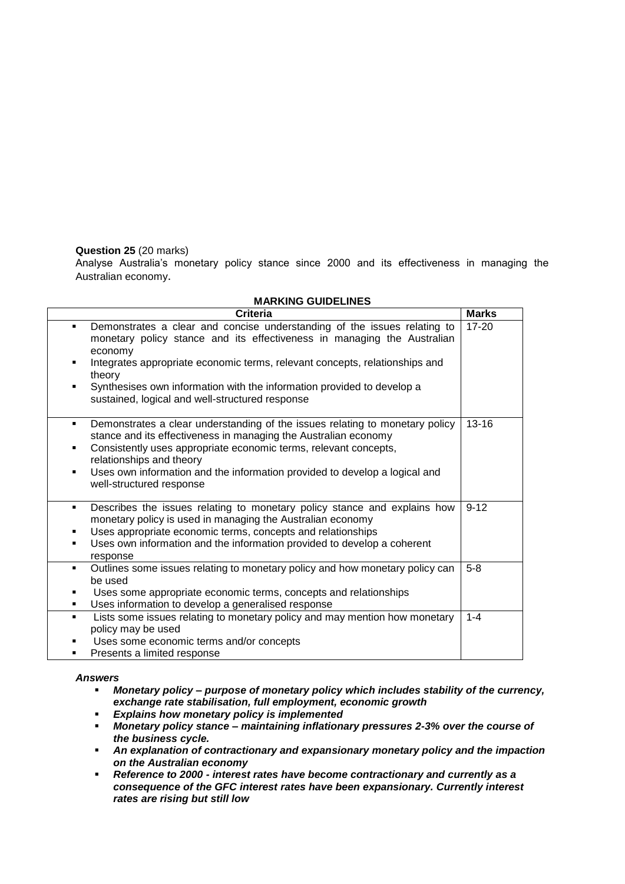**Question 25** (20 marks)

Analyse Australia's monetary policy stance since 2000 and its effectiveness in managing the Australian economy.

**MARKING GUIDELINES**

| Criteria | Marks |
|---|---|
| ▪ Demonstrates a clear and concise understanding of the issues relating to monetary policy stance and its effectiveness in managing the Australian economy<br>▪ Integrates appropriate economic terms, relevant concepts, relationships and theory<br>▪ Synthesises own information with the information provided to develop a sustained, logical and well-structured response | 17-20 |
| ▪ Demonstrates a clear understanding of the issues relating to monetary policy stance and its effectiveness in managing the Australian economy<br>▪ Consistently uses appropriate economic terms, relevant concepts, relationships and theory<br>▪ Uses own information and the information provided to develop a logical and well-structured response | 13-16 |
| ▪ Describes the issues relating to monetary policy stance and explains how monetary policy is used in managing the Australian economy<br>▪ Uses appropriate economic terms, concepts and relationships<br>▪ Uses own information and the information provided to develop a coherent response | 9-12 |
| ▪ Outlines some issues relating to monetary policy and how monetary policy can be used<br>▪ Uses some appropriate economic terms, concepts and relationships<br>▪ Uses information to develop a generalised response | 5-8 |
| ▪ Lists some issues relating to monetary policy and may mention how monetary policy may be used<br>▪ Uses some economic terms and/or concepts<br>▪ Presents a limited response | 1-4 |

***Answers***

- ***Monetary policy – purpose of monetary policy which includes stability of the currency, exchange rate stabilisation, full employment, economic growth***
- ***Explains how monetary policy is implemented***
- ***Monetary policy stance – maintaining inflationary pressures 2-3% over the course of the business cycle.***
- ***An explanation of contractionary and expansionary monetary policy and the impaction on the Australian economy***
- ***Reference to 2000 - interest rates have become contractionary and currently as a consequence of the GFC interest rates have been expansionary. Currently interest rates are rising but still low***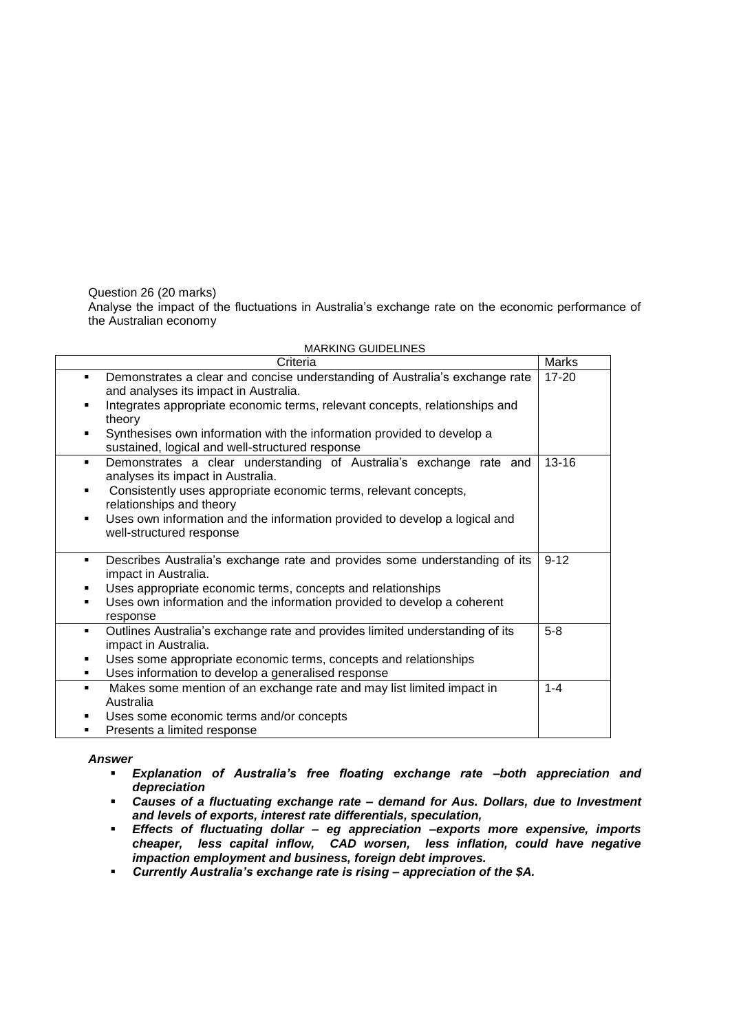Question 26 (20 marks)

Analyse the impact of the fluctuations in Australia's exchange rate on the economic performance of the Australian economy

MARKING GUIDELINES

| Criteria | Marks |
|---|---|
| ▪ Demonstrates a clear and concise understanding of Australia's exchange rate and analyses its impact in Australia.<br>▪ Integrates appropriate economic terms, relevant concepts, relationships and theory<br>▪ Synthesises own information with the information provided to develop a sustained, logical and well-structured response | 17-20 |
| ▪ Demonstrates a clear understanding of Australia's exchange rate and analyses its impact in Australia.<br>▪ Consistently uses appropriate economic terms, relevant concepts, relationships and theory<br>▪ Uses own information and the information provided to develop a logical and well-structured response | 13-16 |
| ▪ Describes Australia's exchange rate and provides some understanding of its impact in Australia.<br>▪ Uses appropriate economic terms, concepts and relationships<br>▪ Uses own information and the information provided to develop a coherent response | 9-12 |
| ▪ Outlines Australia's exchange rate and provides limited understanding of its impact in Australia.<br>▪ Uses some appropriate economic terms, concepts and relationships<br>▪ Uses information to develop a generalised response | 5-8 |
| ▪ Makes some mention of an exchange rate and may list limited impact in Australia<br>▪ Uses some economic terms and/or concepts<br>▪ Presents a limited response | 1-4 |

***Answer***

- ***Explanation of Australia's free floating exchange rate –both appreciation and depreciation***
- ***Causes of a fluctuating exchange rate – demand for Aus. Dollars, due to Investment and levels of exports, interest rate differentials, speculation,***
- ***Effects of fluctuating dollar – eg appreciation –exports more expensive, imports cheaper, less capital inflow, CAD worsen, less inflation, could have negative impaction employment and business, foreign debt improves.***
- ***Currently Australia's exchange rate is rising – appreciation of the $A.***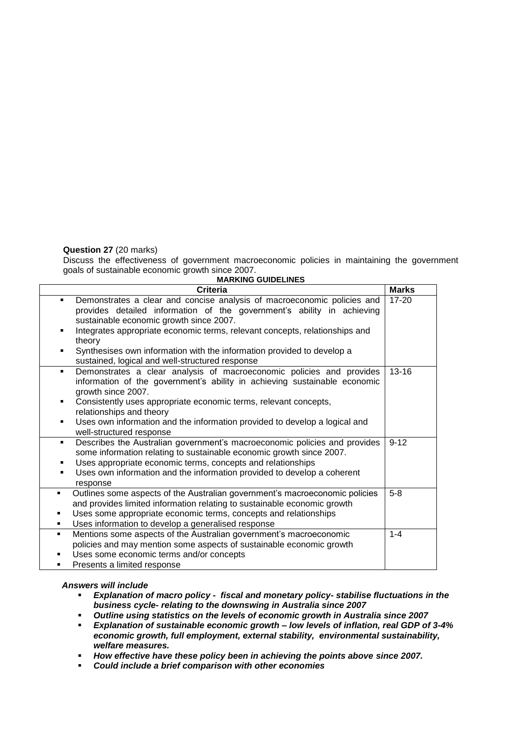**Question 27** (20 marks)

Discuss the effectiveness of government macroeconomic policies in maintaining the government goals of sustainable economic growth since 2007.

**MARKING GUIDELINES**

| Criteria | Marks |
|---|---|
| ▪ Demonstrates a clear and concise analysis of macroeconomic policies and provides detailed information of the government's ability in achieving sustainable economic growth since 2007.<br>▪ Integrates appropriate economic terms, relevant concepts, relationships and theory<br>▪ Synthesises own information with the information provided to develop a sustained, logical and well-structured response | 17-20 |
| ▪ Demonstrates a clear analysis of macroeconomic policies and provides information of the government's ability in achieving sustainable economic growth since 2007.<br>▪ Consistently uses appropriate economic terms, relevant concepts, relationships and theory<br>▪ Uses own information and the information provided to develop a logical and well-structured response | 13-16 |
| ▪ Describes the Australian government's macroeconomic policies and provides some information relating to sustainable economic growth since 2007.<br>▪ Uses appropriate economic terms, concepts and relationships<br>▪ Uses own information and the information provided to develop a coherent response | 9-12 |
| ▪ Outlines some aspects of the Australian government's macroeconomic policies and provides limited information relating to sustainable economic growth<br>▪ Uses some appropriate economic terms, concepts and relationships<br>▪ Uses information to develop a generalised response | 5-8 |
| ▪ Mentions some aspects of the Australian government's macroeconomic policies and may mention some aspects of sustainable economic growth<br>▪ Uses some economic terms and/or concepts<br>▪ Presents a limited response | 1-4 |

***Answers will include***

- ***Explanation of macro policy - fiscal and monetary policy- stabilise fluctuations in the business cycle- relating to the downswing in Australia since 2007***
- ***Outline using statistics on the levels of economic growth in Australia since 2007***
- ***Explanation of sustainable economic growth – low levels of inflation, real GDP of 3-4% economic growth, full employment, external stability, environmental sustainability, welfare measures.***
- ***How effective have these policy been in achieving the points above since 2007.***
- ***Could include a brief comparison with other economies***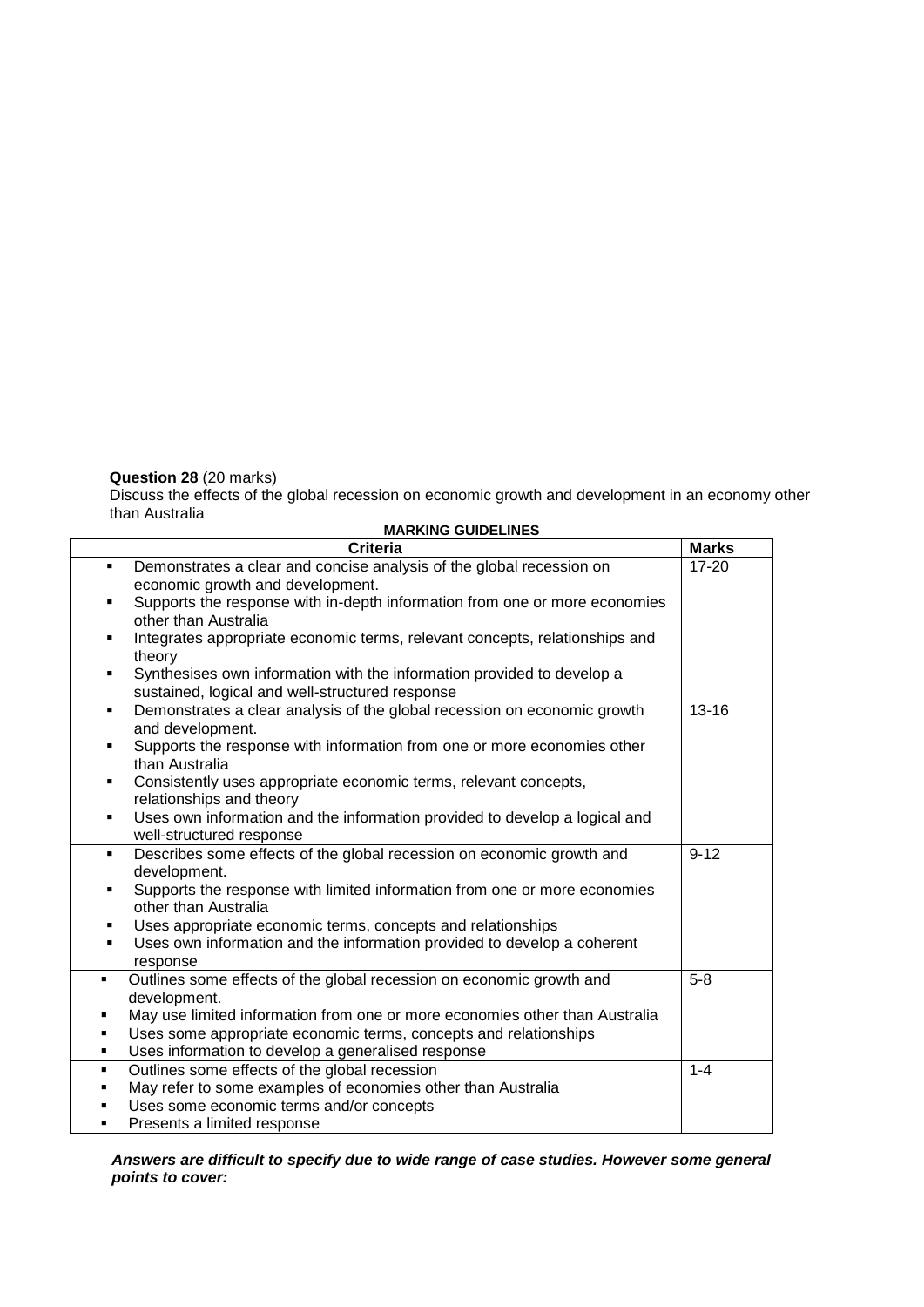**Question 28** (20 marks)

Discuss the effects of the global recession on economic growth and development in an economy other than Australia

**MARKING GUIDELINES**

| Criteria | Marks |
|---|---|
| ▪ Demonstrates a clear and concise analysis of the global recession on economic growth and development.<br>▪ Supports the response with in-depth information from one or more economies other than Australia<br>▪ Integrates appropriate economic terms, relevant concepts, relationships and theory<br>▪ Synthesises own information with the information provided to develop a sustained, logical and well-structured response | 17-20 |
| ▪ Demonstrates a clear analysis of the global recession on economic growth and development.<br>▪ Supports the response with information from one or more economies other than Australia<br>▪ Consistently uses appropriate economic terms, relevant concepts, relationships and theory<br>▪ Uses own information and the information provided to develop a logical and well-structured response | 13-16 |
| ▪ Describes some effects of the global recession on economic growth and development.<br>▪ Supports the response with limited information from one or more economies other than Australia<br>▪ Uses appropriate economic terms, concepts and relationships<br>▪ Uses own information and the information provided to develop a coherent response | 9-12 |
| ▪ Outlines some effects of the global recession on economic growth and development.<br>▪ May use limited information from one or more economies other than Australia<br>▪ Uses some appropriate economic terms, concepts and relationships<br>▪ Uses information to develop a generalised response | 5-8 |
| ▪ Outlines some effects of the global recession<br>▪ May refer to some examples of economies other than Australia<br>▪ Uses some economic terms and/or concepts<br>▪ Presents a limited response | 1-4 |

***Answers are difficult to specify due to wide range of case studies. However some general points to cover:***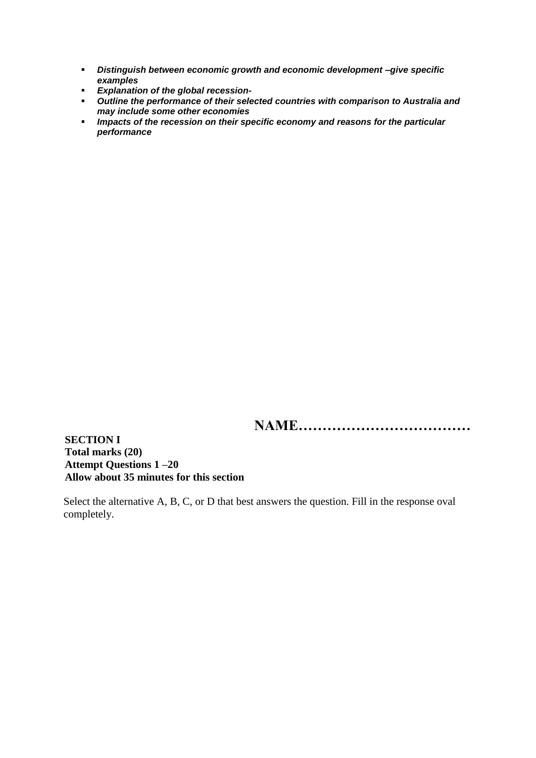- ***Distinguish between economic growth and economic development –give specific examples***
- ***Explanation of the global recession-***
- ***Outline the performance of their selected countries with comparison to Australia and may include some other economies***
- ***Impacts of the recession on their specific economy and reasons for the particular performance***

**NAME………………………………**

**SECTION I**
**Total marks (20)**
**Attempt Questions 1 –20**
**Allow about 35 minutes for this section**

Select the alternative A, B, C, or D that best answers the question. Fill in the response oval completely.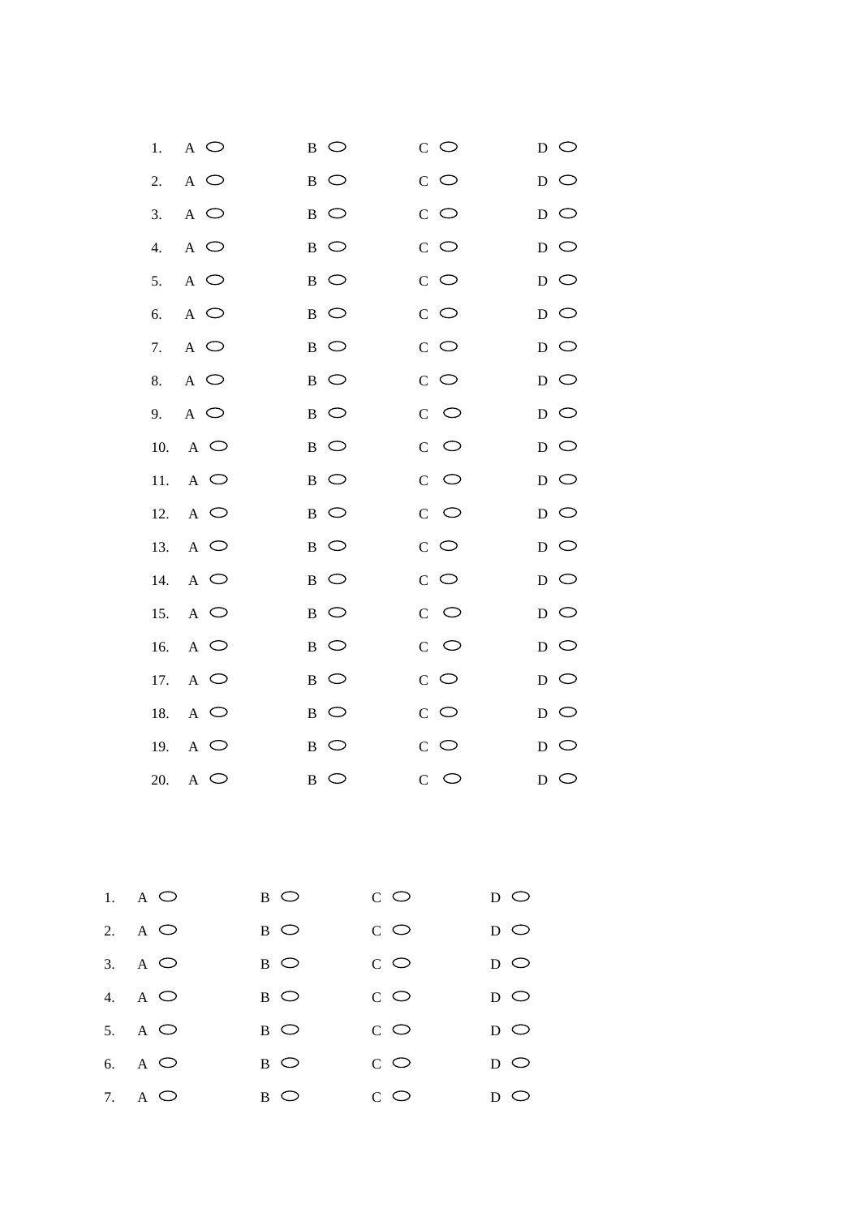1. A ⬭ B ⬭ C ⬭ D ⬭
2. A ⬭ B ⬭ C ⬭ D ⬭
3. A ⬭ B ⬭ C ⬭ D ⬭
4. A ⬭ B ⬭ C ⬭ D ⬭
5. A ⬭ B ⬭ C ⬭ D ⬭
6. A ⬭ B ⬭ C ⬭ D ⬭
7. A ⬭ B ⬭ C ⬭ D ⬭
8. A ⬭ B ⬭ C ⬭ D ⬭
9. A ⬭ B ⬭ C ⬭ D ⬭
10. A ⬭ B ⬭ C ⬭ D ⬭
11. A ⬭ B ⬭ C ⬭ D ⬭
12. A ⬭ B ⬭ C ⬭ D ⬭
13. A ⬭ B ⬭ C ⬭ D ⬭
14. A ⬭ B ⬭ C ⬭ D ⬭
15. A ⬭ B ⬭ C ⬭ D ⬭
16. A ⬭ B ⬭ C ⬭ D ⬭
17. A ⬭ B ⬭ C ⬭ D ⬭
18. A ⬭ B ⬭ C ⬭ D ⬭
19. A ⬭ B ⬭ C ⬭ D ⬭
20. A ⬭ B ⬭ C ⬭ D ⬭

---

1. A ⬭ B ⬭ C ⬭ D ⬭
2. A ⬭ B ⬭ C ⬭ D ⬭
3. A ⬭ B ⬭ C ⬭ D ⬭
4. A ⬭ B ⬭ C ⬭ D ⬭
5. A ⬭ B ⬭ C ⬭ D ⬭
6. A ⬭ B ⬭ C ⬭ D ⬭
7. A ⬭ B ⬭ C ⬭ D ⬭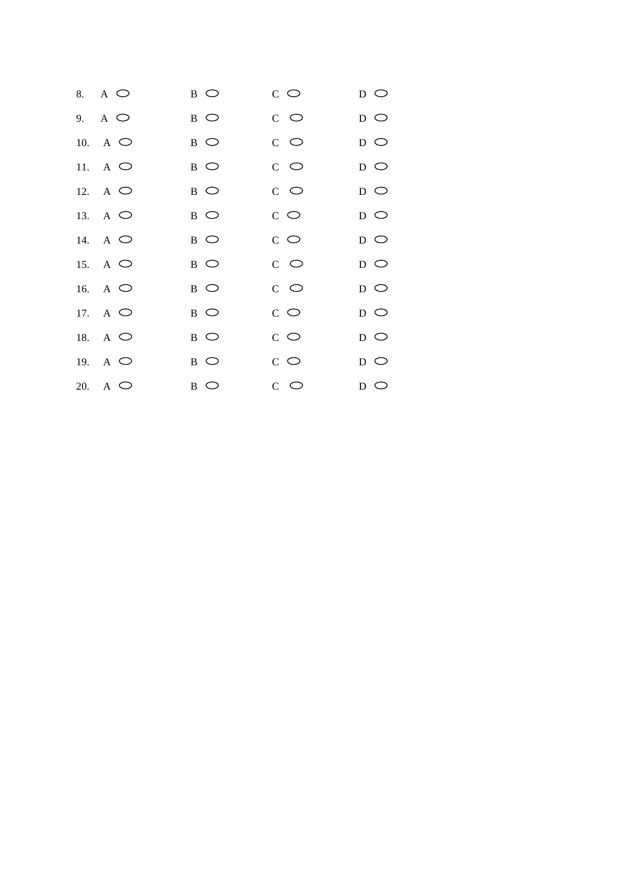8. A ⬭ B ⬭ C ⬭ D ⬭

9. A ⬭ B ⬭ C ⬭ D ⬭

10. A ⬭ B ⬭ C ⬭ D ⬭

11. A ⬭ B ⬭ C ⬭ D ⬭

12. A ⬭ B ⬭ C ⬭ D ⬭

13. A ⬭ B ⬭ C ⬭ D ⬭

14. A ⬭ B ⬭ C ⬭ D ⬭

15. A ⬭ B ⬭ C ⬭ D ⬭

16. A ⬭ B ⬭ C ⬭ D ⬭

17. A ⬭ B ⬭ C ⬭ D ⬭

18. A ⬭ B ⬭ C ⬭ D ⬭

19. A ⬭ B ⬭ C ⬭ D ⬭

20. A ⬭ B ⬭ C ⬭ D ⬭